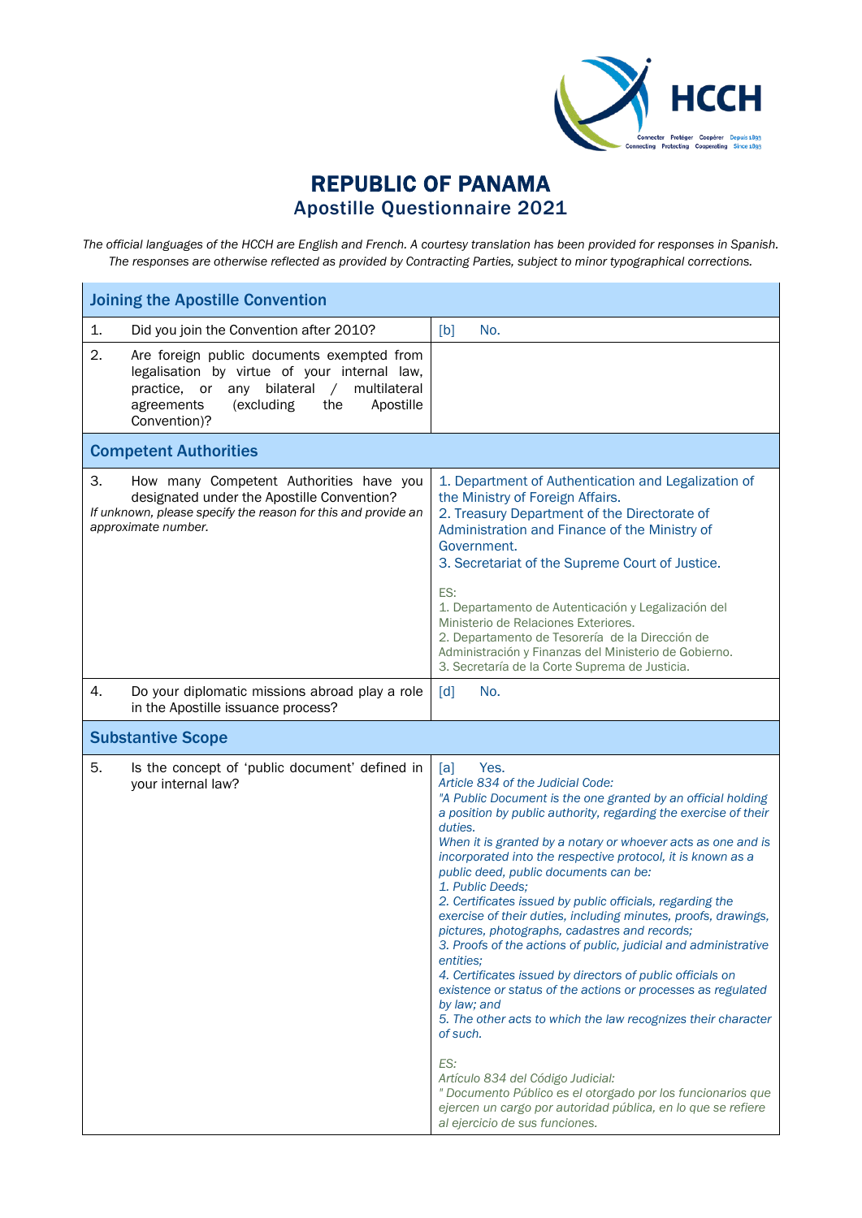# REPUBLIC OF PANAMA
## Apostille Questionnaire 2021

*The official languages of the HCCH are English and French. A courtesy translation has been provided for responses in Spanish. The responses are otherwise reflected as provided by Contracting Parties, subject to minor typographical corrections.*

| **Joining the Apostille Convention** | |
|---|---|
| 1. Did you join the Convention after 2010? | [b] No. |
| 2. Are foreign public documents exempted from legalisation by virtue of your internal law, practice, or any bilateral / multilateral agreements (excluding the Apostille Convention)? | |
| **Competent Authorities** | |
| 3. How many Competent Authorities have you designated under the Apostille Convention?<br>*If unknown, please specify the reason for this and provide an approximate number.* | 1. Department of Authentication and Legalization of the Ministry of Foreign Affairs.<br>2. Treasury Department of the Directorate of Administration and Finance of the Ministry of Government.<br>3. Secretariat of the Supreme Court of Justice.<br><br>ES:<br>1. Departamento de Autenticación y Legalización del Ministerio de Relaciones Exteriores.<br>2. Departamento de Tesorería de la Dirección de Administración y Finanzas del Ministerio de Gobierno.<br>3. Secretaría de la Corte Suprema de Justicia. |
| 4. Do your diplomatic missions abroad play a role in the Apostille issuance process? | [d] No. |
| **Substantive Scope** | |
| 5. Is the concept of 'public document' defined in your internal law? | [a] Yes.<br>*Article 834 of the Judicial Code:*<br>*"A Public Document is the one granted by an official holding a position by public authority, regarding the exercise of their duties.*<br>*When it is granted by a notary or whoever acts as one and is incorporated into the respective protocol, it is known as a public deed, public documents can be:*<br>*1. Public Deeds;*<br>*2. Certificates issued by public officials, regarding the exercise of their duties, including minutes, proofs, drawings, pictures, photographs, cadastres and records;*<br>*3. Proofs of the actions of public, judicial and administrative entities;*<br>*4. Certificates issued by directors of public officials on existence or status of the actions or processes as regulated by law; and*<br>*5. The other acts to which the law recognizes their character of such.*<br><br>*ES:*<br>*Artículo 834 del Código Judicial:*<br>*" Documento Público es el otorgado por los funcionarios que ejercen un cargo por autoridad pública, en lo que se refiere al ejercicio de sus funciones.* |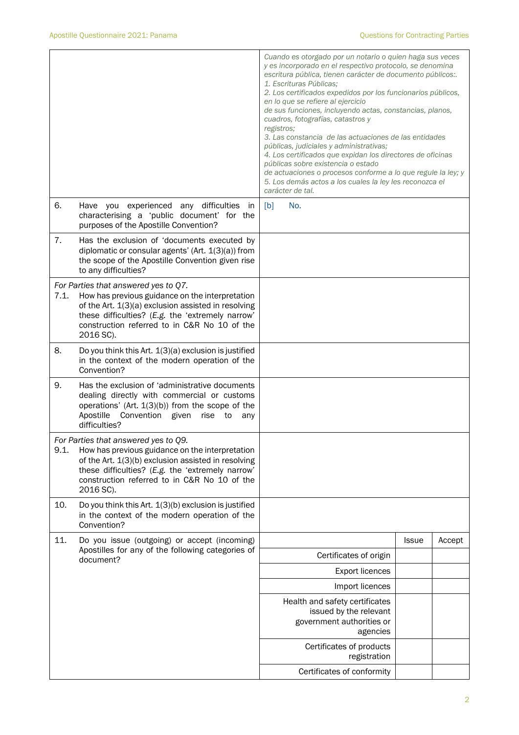| | |
|---|---|
| | *Cuando es otorgado por un notario o quien haga sus veces y es incorporado en el respectivo protocolo, se denomina escritura pública, tienen carácter de documento públicos:.*<br>*1. Escrituras Públicas;*<br>*2. Los certificados expedidos por los funcionarios públicos, en lo que se refiere al ejercicio de sus funciones, incluyendo actas, constancias, planos, cuadros, fotografías, catastros y registros;*<br>*3. Las constancia de las actuaciones de las entidades públicas, judiciales y administrativas;*<br>*4. Los certificados que expidan los directores de oficinas públicas sobre existencia o estado de actuaciones o procesos conforme a lo que regule la ley; y*<br>*5. Los demás actos a los cuales la ley les reconozca el carácter de tal.* |
| 6. Have you experienced any difficulties in characterising a 'public document' for the purposes of the Apostille Convention? | [b] No. |
| 7. Has the exclusion of 'documents executed by diplomatic or consular agents' (Art. 1(3)(a)) from the scope of the Apostille Convention given rise to any difficulties? | |
| *For Parties that answered yes to Q7.*<br>7.1. How has previous guidance on the interpretation of the Art. 1(3)(a) exclusion assisted in resolving these difficulties? (*E.g.* the 'extremely narrow' construction referred to in C&R No 10 of the 2016 SC). | |
| 8. Do you think this Art. 1(3)(a) exclusion is justified in the context of the modern operation of the Convention? | |
| 9. Has the exclusion of 'administrative documents dealing directly with commercial or customs operations' (Art. 1(3)(b)) from the scope of the Apostille Convention given rise to any difficulties? | |
| *For Parties that answered yes to Q9.*<br>9.1. How has previous guidance on the interpretation of the Art. 1(3)(b) exclusion assisted in resolving these difficulties? (*E.g.* the 'extremely narrow' construction referred to in C&R No 10 of the 2016 SC). | |
| 10. Do you think this Art. 1(3)(b) exclusion is justified in the context of the modern operation of the Convention? | |

11. Do you issue (outgoing) or accept (incoming) Apostilles for any of the following categories of document?

| | Issue | Accept |
|---|---|---|
| Certificates of origin | | |
| Export licences | | |
| Import licences | | |
| Health and safety certificates issued by the relevant government authorities or agencies | | |
| Certificates of products registration | | |
| Certificates of conformity | | |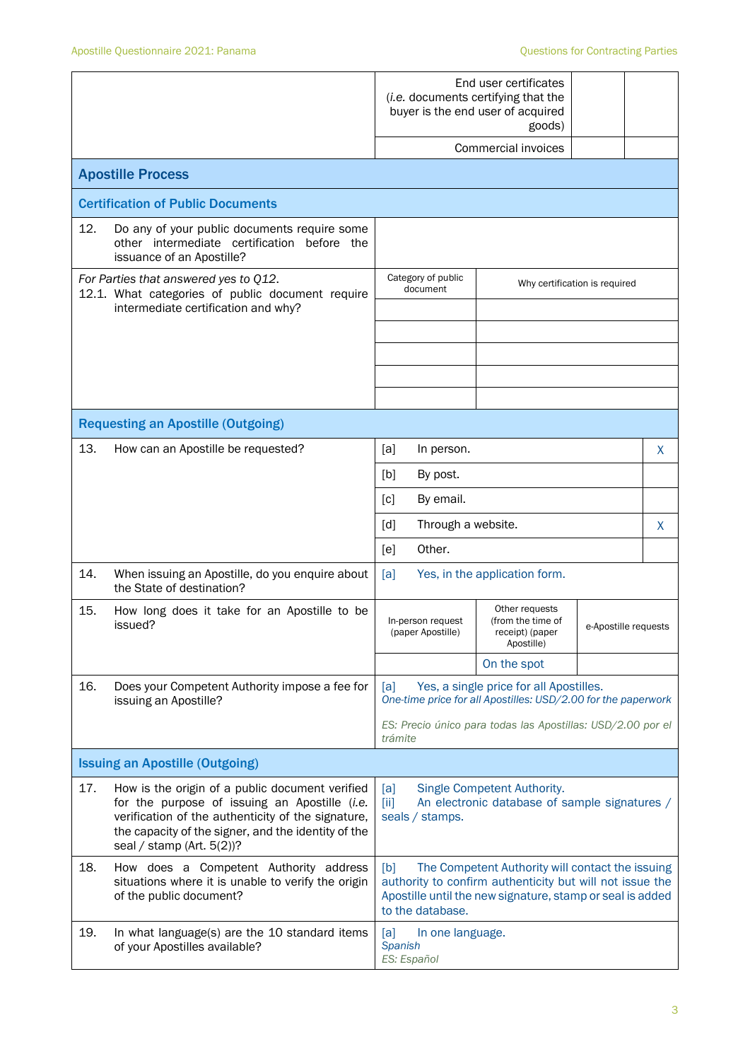| | | | |
|---|---|---|---|
| | End user certificates (*i.e.* documents certifying that the buyer is the end user of acquired goods) | | |
| | Commercial invoices | | |

## Apostille Process

### Certification of Public Documents

| | | |
|---|---|---|
| 12. Do any of your public documents require some other intermediate certification before the issuance of an Apostille? | | |
| *For Parties that answered yes to Q12.* 12.1. What categories of public document require intermediate certification and why? | Category of public document | Why certification is required |
| | | |
| | | |
| | | |
| | | |
| | | |

### Requesting an Apostille (Outgoing)

| | | |
|---|---|---|
| 13. How can an Apostille be requested? | [a] In person. | X |
| | [b] By post. | |
| | [c] By email. | |
| | [d] Through a website. | X |
| | [e] Other. | |
| 14. When issuing an Apostille, do you enquire about the State of destination? | [a] Yes, in the application form. | |

| | | | |
|---|---|---|---|
| 15. How long does it take for an Apostille to be issued? | In-person request (paper Apostille) | Other requests (from the time of receipt) (paper Apostille) | e-Apostille requests |
| | | On the spot | |

| | |
|---|---|
| 16. Does your Competent Authority impose a fee for issuing an Apostille? | [a] Yes, a single price for all Apostilles. *One-time price for all Apostilles: USD/2.00 for the paperwork* *ES: Precio único para todas las Apostillas: USD/2.00 por el trámite* |

### Issuing an Apostille (Outgoing)

| | |
|---|---|
| 17. How is the origin of a public document verified for the purpose of issuing an Apostille (*i.e.* verification of the authenticity of the signature, the capacity of the signer, and the identity of the seal / stamp (Art. 5(2))? | [a] Single Competent Authority. [ii] An electronic database of sample signatures / seals / stamps. |
| 18. How does a Competent Authority address situations where it is unable to verify the origin of the public document? | [b] The Competent Authority will contact the issuing authority to confirm authenticity but will not issue the Apostille until the new signature, stamp or seal is added to the database. |
| 19. In what language(s) are the 10 standard items of your Apostilles available? | [a] In one language. *Spanish* *ES: Español* |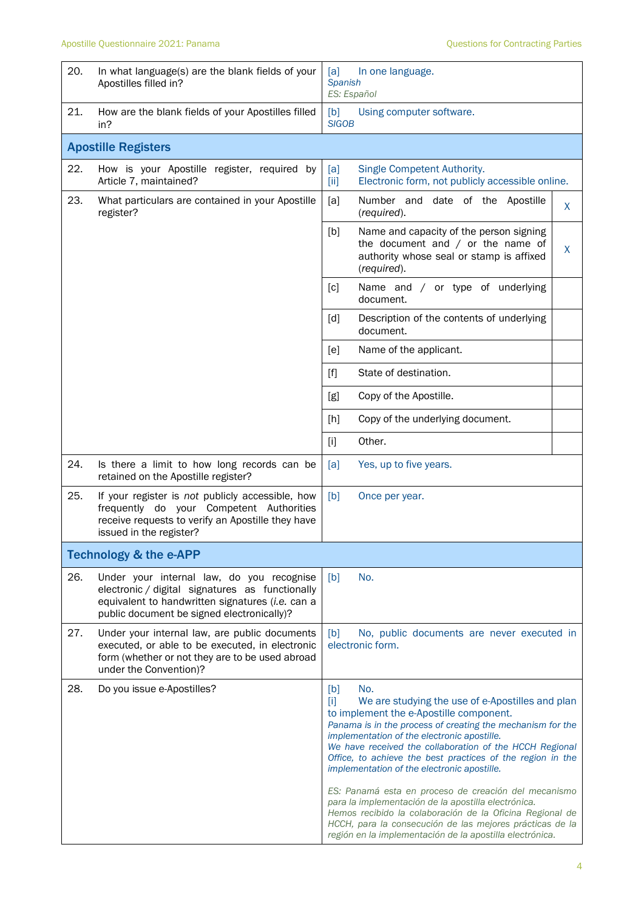| | | | |
|---|---|---|---|
| 20. | In what language(s) are the blank fields of your Apostilles filled in? | [a] In one language.<br>*Spanish*<br>*ES: Español* | |
| 21. | How are the blank fields of your Apostilles filled in? | [b] Using computer software.<br>*SIGOB* | |
| **Apostille Registers** | | | |
| 22. | How is your Apostille register, required by Article 7, maintained? | [a] Single Competent Authority.<br>[ii] Electronic form, not publicly accessible online. | |
| 23. | What particulars are contained in your Apostille register? | [a] Number and date of the Apostille (*required*). | X |
| | | [b] Name and capacity of the person signing the document and / or the name of authority whose seal or stamp is affixed (*required*). | X |
| | | [c] Name and / or type of underlying document. | |
| | | [d] Description of the contents of underlying document. | |
| | | [e] Name of the applicant. | |
| | | [f] State of destination. | |
| | | [g] Copy of the Apostille. | |
| | | [h] Copy of the underlying document. | |
| | | [i] Other. | |
| 24. | Is there a limit to how long records can be retained on the Apostille register? | [a] Yes, up to five years. | |
| 25. | If your register is *not* publicly accessible, how frequently do your Competent Authorities receive requests to verify an Apostille they have issued in the register? | [b] Once per year. | |
| **Technology & the e-APP** | | | |
| 26. | Under your internal law, do you recognise electronic / digital signatures as functionally equivalent to handwritten signatures (*i.e.* can a public document be signed electronically)? | [b] No. | |
| 27. | Under your internal law, are public documents executed, or able to be executed, in electronic form (whether or not they are to be used abroad under the Convention)? | [b] No, public documents are never executed in electronic form. | |
| 28. | Do you issue e-Apostilles? | [b] No.<br>[i] We are studying the use of e-Apostilles and plan to implement the e-Apostille component.<br>*Panama is in the process of creating the mechanism for the implementation of the electronic apostille.*<br>*We have received the collaboration of the HCCH Regional Office, to achieve the best practices of the region in the implementation of the electronic apostille.*<br><br>*ES: Panamá esta en proceso de creación del mecanismo para la implementación de la apostilla electrónica.*<br>*Hemos recibido la colaboración de la Oficina Regional de HCCH, para la consecución de las mejores prácticas de la región en la implementación de la apostilla electrónica.* | |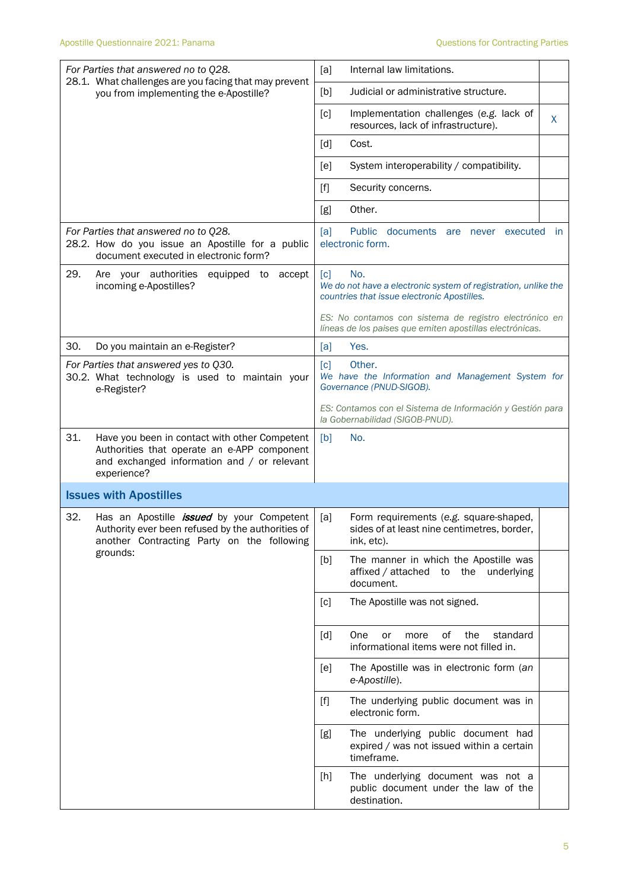| Question | Answer | |
|---|---|---|
| *For Parties that answered no to Q28.*<br>28.1. What challenges are you facing that may prevent you from implementing the e-Apostille? | [a] Internal law limitations. | |
| | [b] Judicial or administrative structure. | |
| | [c] Implementation challenges (*e.g.* lack of resources, lack of infrastructure). | X |
| | [d] Cost. | |
| | [e] System interoperability / compatibility. | |
| | [f] Security concerns. | |
| | [g] Other. | |
| *For Parties that answered no to Q28.*<br>28.2. How do you issue an Apostille for a public document executed in electronic form? | [a] Public documents are never executed in electronic form. | |
| 29. Are your authorities equipped to accept incoming e-Apostilles? | [c] No.<br>*We do not have a electronic system of registration, unlike the countries that issue electronic Apostilles.*<br><br>*ES: No contamos con sistema de registro electrónico en líneas de los paises que emiten apostillas electrónicas.* | |
| 30. Do you maintain an e-Register? | [a] Yes. | |
| *For Parties that answered yes to Q30.*<br>30.2. What technology is used to maintain your e-Register? | [c] Other.<br>*We have the Information and Management System for Governance (PNUD-SIGOB).*<br><br>*ES: Contamos con el Sistema de Información y Gestión para la Gobernabilidad (SIGOB-PNUD).* | |
| 31. Have you been in contact with other Competent Authorities that operate an e-APP component and exchanged information and / or relevant experience? | [b] No. | |

## Issues with Apostilles

| Question | Answer | |
|---|---|---|
| 32. Has an Apostille ***issued*** by your Competent Authority ever been refused by the authorities of another Contracting Party on the following grounds: | [a] Form requirements (*e.g.* square-shaped, sides of at least nine centimetres, border, ink, etc). | |
| | [b] The manner in which the Apostille was affixed / attached to the underlying document. | |
| | [c] The Apostille was not signed. | |
| | [d] One or more of the standard informational items were not filled in. | |
| | [e] The Apostille was in electronic form (*an e-Apostille*). | |
| | [f] The underlying public document was in electronic form. | |
| | [g] The underlying public document had expired / was not issued within a certain timeframe. | |
| | [h] The underlying document was not a public document under the law of the destination. | |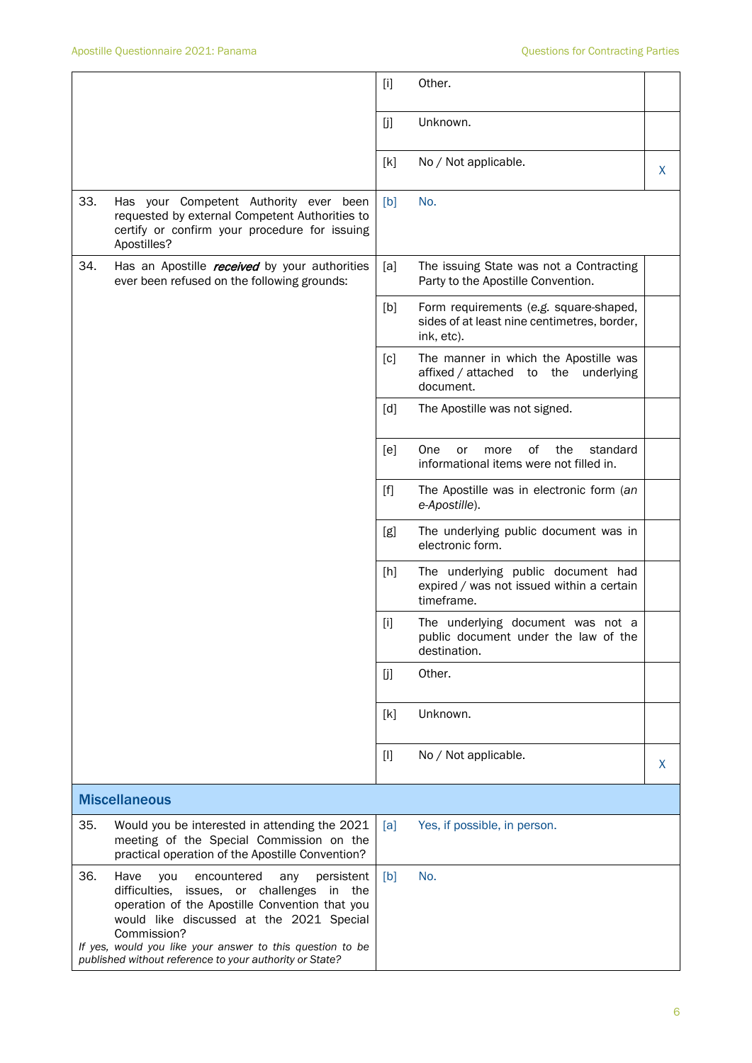| | | | |
|---|---|---|---|
| | [i] | Other. | |
| | [j] | Unknown. | |
| | [k] | No / Not applicable. | X |
| 33. Has your Competent Authority ever been requested by external Competent Authorities to certify or confirm your procedure for issuing Apostilles? | [b] | No. | |
| 34. Has an Apostille ***received*** by your authorities ever been refused on the following grounds: | [a] | The issuing State was not a Contracting Party to the Apostille Convention. | |
| | [b] | Form requirements (*e.g.* square-shaped, sides of at least nine centimetres, border, ink, etc). | |
| | [c] | The manner in which the Apostille was affixed / attached to the underlying document. | |
| | [d] | The Apostille was not signed. | |
| | [e] | One or more of the standard informational items were not filled in. | |
| | [f] | The Apostille was in electronic form (*an e-Apostille*). | |
| | [g] | The underlying public document was in electronic form. | |
| | [h] | The underlying public document had expired / was not issued within a certain timeframe. | |
| | [i] | The underlying document was not a public document under the law of the destination. | |
| | [j] | Other. | |
| | [k] | Unknown. | |
| | [l] | No / Not applicable. | X |
| **Miscellaneous** | | | |
| 35. Would you be interested in attending the 2021 meeting of the Special Commission on the practical operation of the Apostille Convention? | [a] | Yes, if possible, in person. | |
| 36. Have you encountered any persistent difficulties, issues, or challenges in the operation of the Apostille Convention that you would like discussed at the 2021 Special Commission? *If yes, would you like your answer to this question to be published without reference to your authority or State?* | [b] | No. | |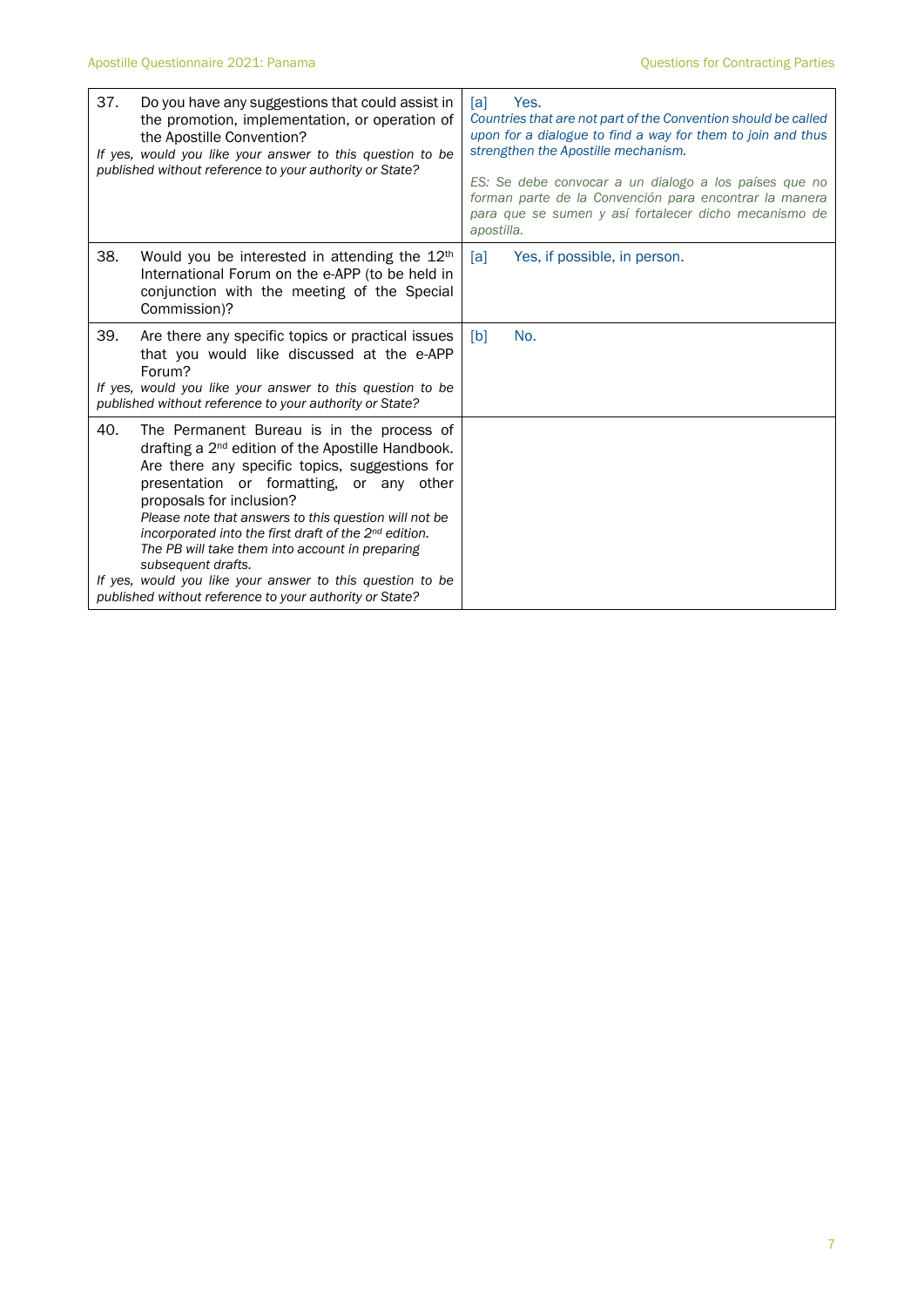| | |
|---|---|
| 37. Do you have any suggestions that could assist in the promotion, implementation, or operation of the Apostille Convention?<br>*If yes, would you like your answer to this question to be published without reference to your authority or State?* | [a] Yes.<br>*Countries that are not part of the Convention should be called upon for a dialogue to find a way for them to join and thus strengthen the Apostille mechanism.*<br><br>*ES: Se debe convocar a un dialogo a los países que no forman parte de la Convención para encontrar la manera para que se sumen y así fortalecer dicho mecanismo de apostilla.* |
| 38. Would you be interested in attending the 12th International Forum on the e-APP (to be held in conjunction with the meeting of the Special Commission)? | [a] Yes, if possible, in person. |
| 39. Are there any specific topics or practical issues that you would like discussed at the e-APP Forum?<br>*If yes, would you like your answer to this question to be published without reference to your authority or State?* | [b] No. |
| 40. The Permanent Bureau is in the process of drafting a 2nd edition of the Apostille Handbook. Are there any specific topics, suggestions for presentation or formatting, or any other proposals for inclusion?<br>*Please note that answers to this question will not be incorporated into the first draft of the 2nd edition. The PB will take them into account in preparing subsequent drafts.*<br>*If yes, would you like your answer to this question to be published without reference to your authority or State?* | |